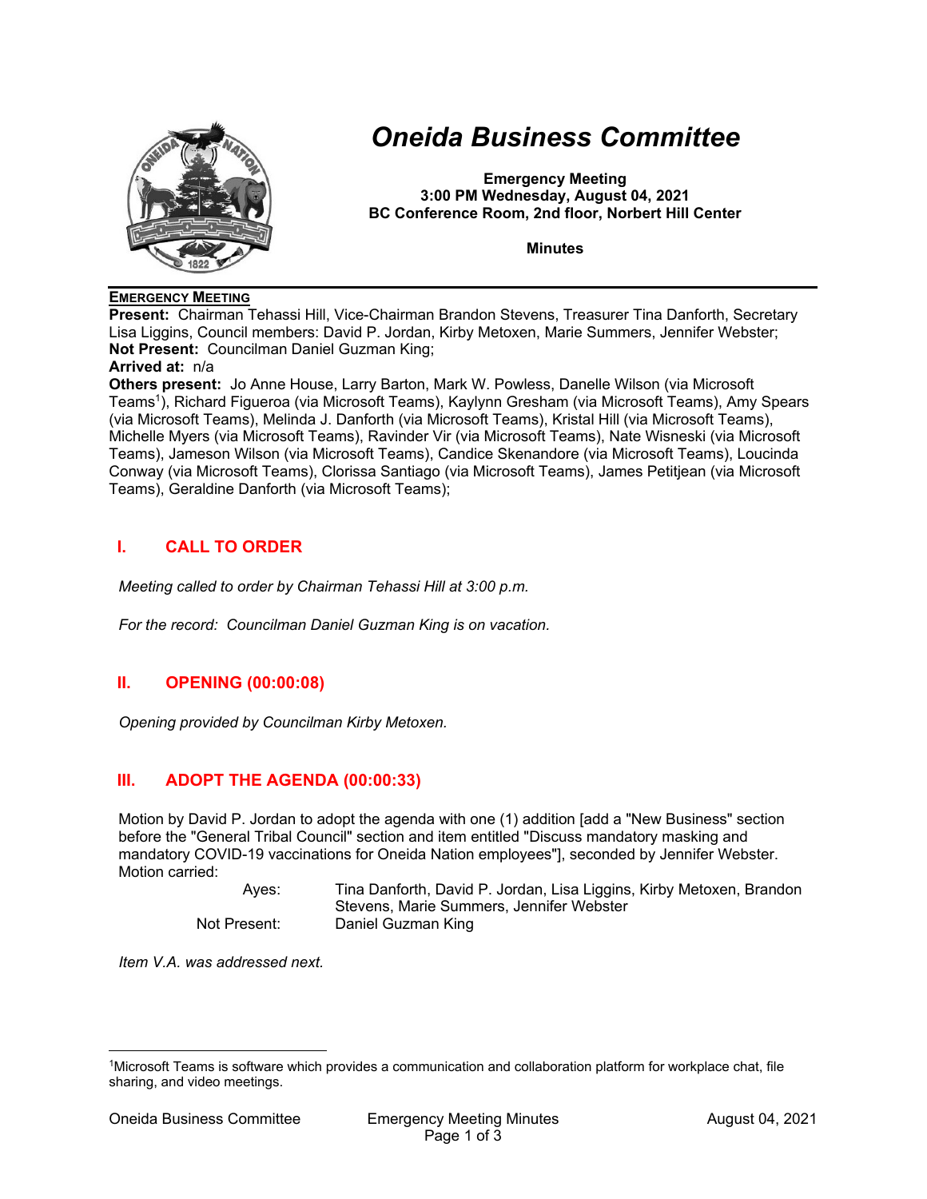# *Oneida Business Committee*

**Emergency Meeting**
**3:00 PM Wednesday, August 04, 2021**
**BC Conference Room, 2nd floor, Norbert Hill Center**

**Minutes**

---

## EMERGENCY MEETING

**Present:** Chairman Tehassi Hill, Vice-Chairman Brandon Stevens, Treasurer Tina Danforth, Secretary Lisa Liggins, Council members: David P. Jordan, Kirby Metoxen, Marie Summers, Jennifer Webster;
**Not Present:** Councilman Daniel Guzman King;
**Arrived at:** n/a
**Others present:** Jo Anne House, Larry Barton, Mark W. Powless, Danelle Wilson (via Microsoft Teams[1]), Richard Figueroa (via Microsoft Teams), Kaylynn Gresham (via Microsoft Teams), Amy Spears (via Microsoft Teams), Melinda J. Danforth (via Microsoft Teams), Kristal Hill (via Microsoft Teams), Michelle Myers (via Microsoft Teams), Ravinder Vir (via Microsoft Teams), Nate Wisneski (via Microsoft Teams), Jameson Wilson (via Microsoft Teams), Candice Skenandore (via Microsoft Teams), Loucinda Conway (via Microsoft Teams), Clorissa Santiago (via Microsoft Teams), James Petitjean (via Microsoft Teams), Geraldine Danforth (via Microsoft Teams);

## I. CALL TO ORDER

*Meeting called to order by Chairman Tehassi Hill at 3:00 p.m.*

*For the record: Councilman Daniel Guzman King is on vacation.*

## II. OPENING (00:00:08)

*Opening provided by Councilman Kirby Metoxen.*

## III. ADOPT THE AGENDA (00:00:33)

Motion by David P. Jordan to adopt the agenda with one (1) addition [add a "New Business" section before the "General Tribal Council" section and item entitled "Discuss mandatory masking and mandatory COVID-19 vaccinations for Oneida Nation employees"], seconded by Jennifer Webster. Motion carried:

| | |
|---|---|
| Ayes: | Tina Danforth, David P. Jordan, Lisa Liggins, Kirby Metoxen, Brandon Stevens, Marie Summers, Jennifer Webster |
| Not Present: | Daniel Guzman King |

*Item V.A. was addressed next.*

---

[1]Microsoft Teams is software which provides a communication and collaboration platform for workplace chat, file sharing, and video meetings.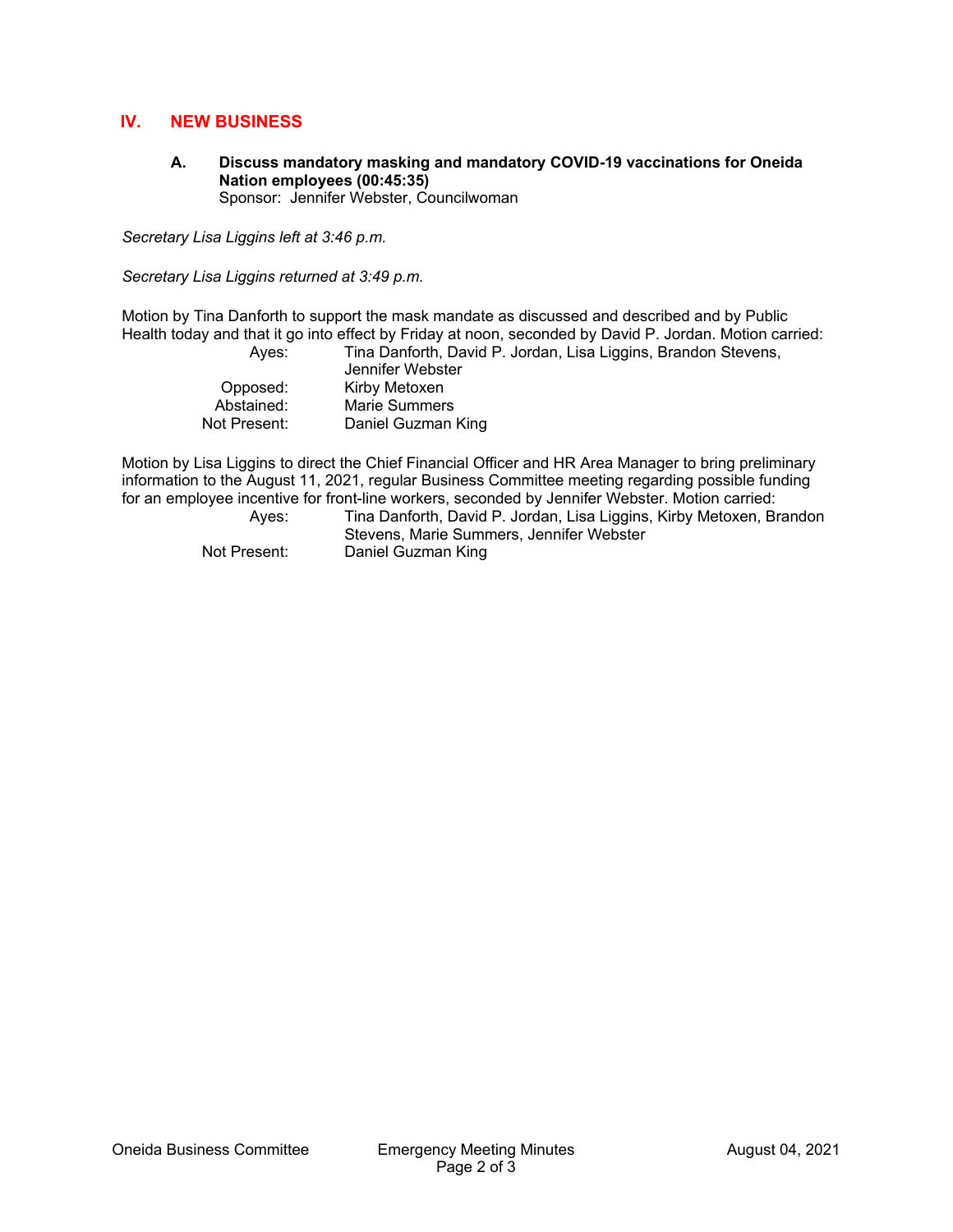## IV. NEW BUSINESS

**A. Discuss mandatory masking and mandatory COVID-19 vaccinations for Oneida Nation employees (00:45:35)**
Sponsor: Jennifer Webster, Councilwoman

*Secretary Lisa Liggins left at 3:46 p.m.*

*Secretary Lisa Liggins returned at 3:49 p.m.*

Motion by Tina Danforth to support the mask mandate as discussed and described and by Public Health today and that it go into effect by Friday at noon, seconded by David P. Jordan. Motion carried:

| | |
|---|---|
| Ayes: | Tina Danforth, David P. Jordan, Lisa Liggins, Brandon Stevens, Jennifer Webster |
| Opposed: | Kirby Metoxen |
| Abstained: | Marie Summers |
| Not Present: | Daniel Guzman King |

Motion by Lisa Liggins to direct the Chief Financial Officer and HR Area Manager to bring preliminary information to the August 11, 2021, regular Business Committee meeting regarding possible funding for an employee incentive for front-line workers, seconded by Jennifer Webster. Motion carried:

| | |
|---|---|
| Ayes: | Tina Danforth, David P. Jordan, Lisa Liggins, Kirby Metoxen, Brandon Stevens, Marie Summers, Jennifer Webster |
| Not Present: | Daniel Guzman King |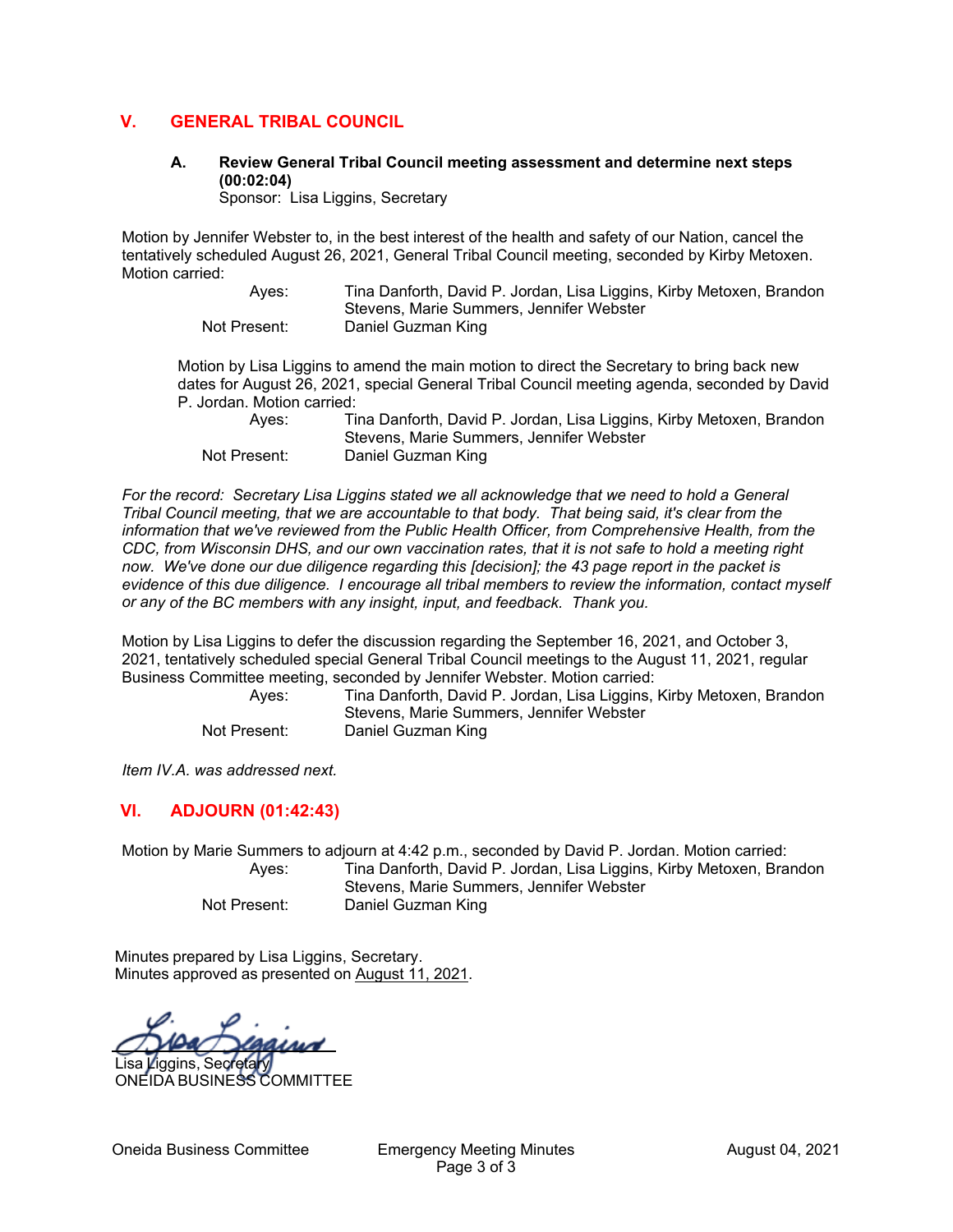## V. GENERAL TRIBAL COUNCIL

### A. Review General Tribal Council meeting assessment and determine next steps (00:02:04)
Sponsor: Lisa Liggins, Secretary

Motion by Jennifer Webster to, in the best interest of the health and safety of our Nation, cancel the tentatively scheduled August 26, 2021, General Tribal Council meeting, seconded by Kirby Metoxen. Motion carried:

| | |
|---|---|
| Ayes: | Tina Danforth, David P. Jordan, Lisa Liggins, Kirby Metoxen, Brandon Stevens, Marie Summers, Jennifer Webster |
| Not Present: | Daniel Guzman King |

Motion by Lisa Liggins to amend the main motion to direct the Secretary to bring back new dates for August 26, 2021, special General Tribal Council meeting agenda, seconded by David P. Jordan. Motion carried:

| | |
|---|---|
| Ayes: | Tina Danforth, David P. Jordan, Lisa Liggins, Kirby Metoxen, Brandon Stevens, Marie Summers, Jennifer Webster |
| Not Present: | Daniel Guzman King |

*For the record: Secretary Lisa Liggins stated we all acknowledge that we need to hold a General Tribal Council meeting, that we are accountable to that body. That being said, it's clear from the information that we've reviewed from the Public Health Officer, from Comprehensive Health, from the CDC, from Wisconsin DHS, and our own vaccination rates, that it is not safe to hold a meeting right now. We've done our due diligence regarding this [decision]; the 43 page report in the packet is evidence of this due diligence. I encourage all tribal members to review the information, contact myself or any of the BC members with any insight, input, and feedback. Thank you.*

Motion by Lisa Liggins to defer the discussion regarding the September 16, 2021, and October 3, 2021, tentatively scheduled special General Tribal Council meetings to the August 11, 2021, regular Business Committee meeting, seconded by Jennifer Webster. Motion carried:

| | |
|---|---|
| Ayes: | Tina Danforth, David P. Jordan, Lisa Liggins, Kirby Metoxen, Brandon Stevens, Marie Summers, Jennifer Webster |
| Not Present: | Daniel Guzman King |

*Item IV.A. was addressed next.*

## VI. ADJOURN (01:42:43)

Motion by Marie Summers to adjourn at 4:42 p.m., seconded by David P. Jordan. Motion carried:

| | |
|---|---|
| Ayes: | Tina Danforth, David P. Jordan, Lisa Liggins, Kirby Metoxen, Brandon Stevens, Marie Summers, Jennifer Webster |
| Not Present: | Daniel Guzman King |

Minutes prepared by Lisa Liggins, Secretary.
Minutes approved as presented on August 11, 2021.

Lisa Liggins, Secretary
ONEIDA BUSINESS COMMITTEE